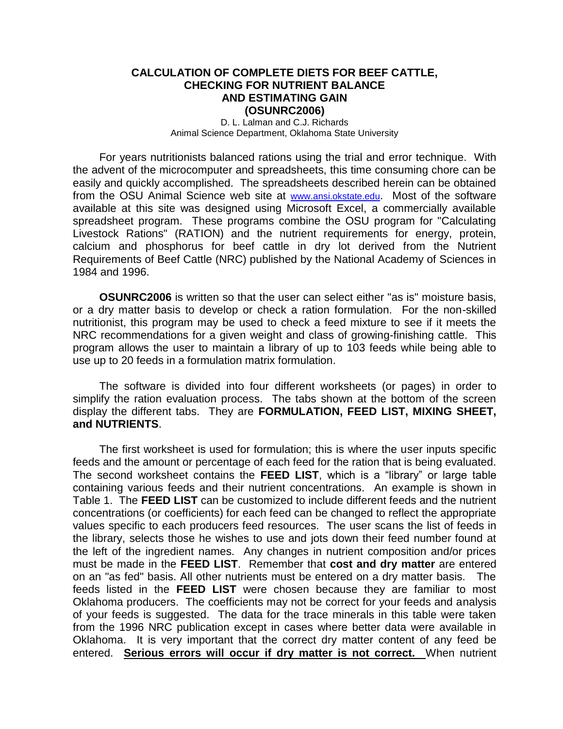# CALCULATION OF COMPLETE DIETS FOR BEEF CATTLE, CHECKING FOR NUTRIENT BALANCE AND ESTIMATING GAIN (OSUNRC2006)

D. L. Lalman and C.J. Richards
Animal Science Department, Oklahoma State University

For years nutritionists balanced rations using the trial and error technique. With the advent of the microcomputer and spreadsheets, this time consuming chore can be easily and quickly accomplished. The spreadsheets described herein can be obtained from the OSU Animal Science web site at www.ansi.okstate.edu. Most of the software available at this site was designed using Microsoft Excel, a commercially available spreadsheet program. These programs combine the OSU program for "Calculating Livestock Rations" (RATION) and the nutrient requirements for energy, protein, calcium and phosphorus for beef cattle in dry lot derived from the Nutrient Requirements of Beef Cattle (NRC) published by the National Academy of Sciences in 1984 and 1996.

**OSUNRC2006** is written so that the user can select either "as is" moisture basis, or a dry matter basis to develop or check a ration formulation. For the non-skilled nutritionist, this program may be used to check a feed mixture to see if it meets the NRC recommendations for a given weight and class of growing-finishing cattle. This program allows the user to maintain a library of up to 103 feeds while being able to use up to 20 feeds in a formulation matrix formulation.

The software is divided into four different worksheets (or pages) in order to simplify the ration evaluation process. The tabs shown at the bottom of the screen display the different tabs. They are **FORMULATION, FEED LIST, MIXING SHEET, and NUTRIENTS**.

The first worksheet is used for formulation; this is where the user inputs specific feeds and the amount or percentage of each feed for the ration that is being evaluated. The second worksheet contains the **FEED LIST**, which is a "library" or large table containing various feeds and their nutrient concentrations. An example is shown in Table 1. The **FEED LIST** can be customized to include different feeds and the nutrient concentrations (or coefficients) for each feed can be changed to reflect the appropriate values specific to each producers feed resources. The user scans the list of feeds in the library, selects those he wishes to use and jots down their feed number found at the left of the ingredient names. Any changes in nutrient composition and/or prices must be made in the **FEED LIST**. Remember that **cost and dry matter** are entered on an "as fed" basis. All other nutrients must be entered on a dry matter basis. The feeds listed in the **FEED LIST** were chosen because they are familiar to most Oklahoma producers. The coefficients may not be correct for your feeds and analysis of your feeds is suggested. The data for the trace minerals in this table were taken from the 1996 NRC publication except in cases where better data were available in Oklahoma. It is very important that the correct dry matter content of any feed be entered. **Serious errors will occur if dry matter is not correct.** When nutrient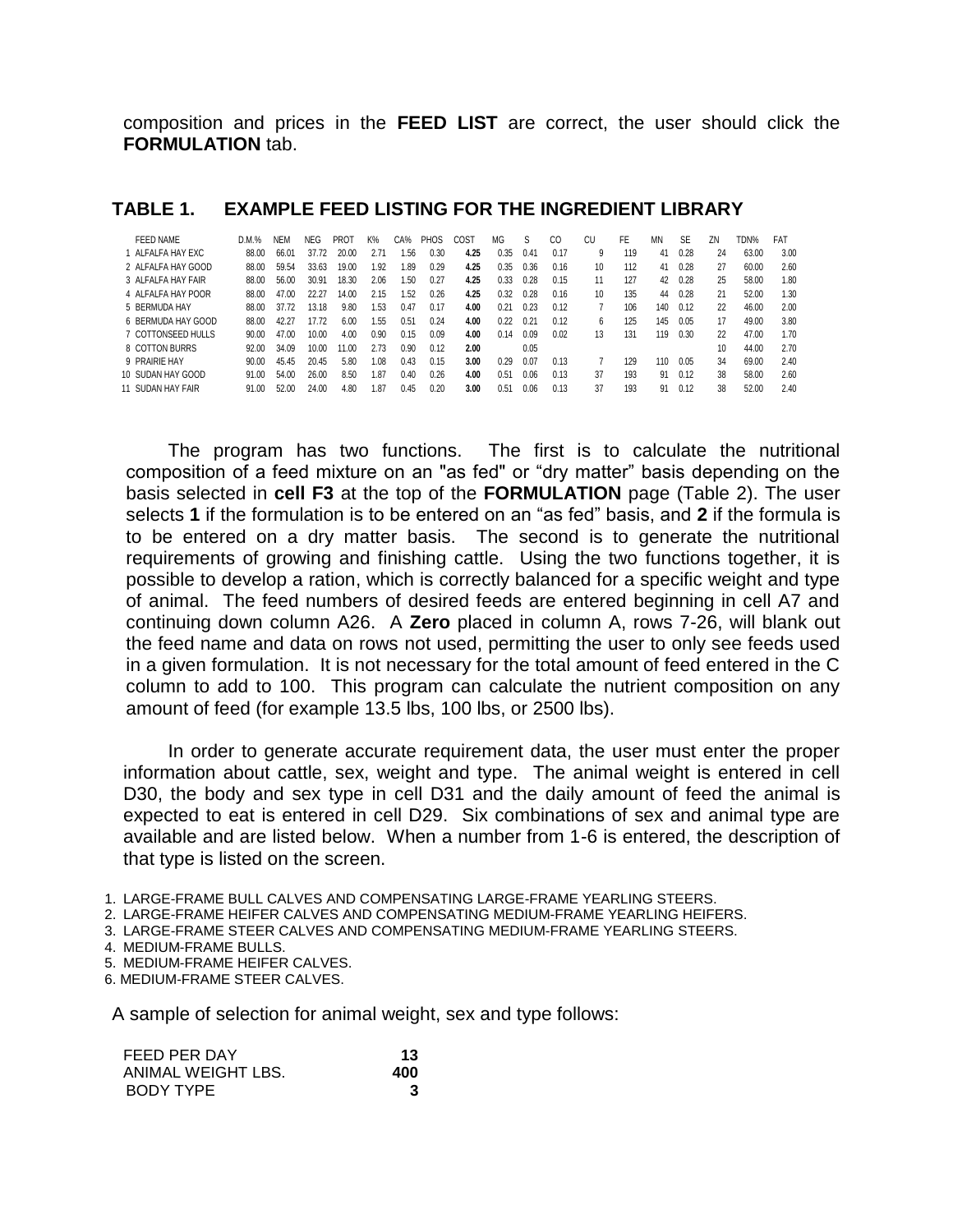composition and prices in the **FEED LIST** are correct, the user should click the **FORMULATION** tab.

## TABLE 1. EXAMPLE FEED LISTING FOR THE INGREDIENT LIBRARY

| FEED NAME | D.M.% | NEM | NEG | PROT | K% | CA% | PHOS | COST | MG | S | CO | CU | FE | MN | SE | ZN | TDN% | FAT |
|---|---|---|---|---|---|---|---|---|---|---|---|---|---|---|---|---|---|---|
| 1 ALFALFA HAY EXC | 88.00 | 66.01 | 37.72 | 20.00 | 2.71 | 1.56 | 0.30 | **4.25** | 0.35 | 0.41 | 0.17 | 9 | 119 | 41 | 0.28 | 24 | 63.00 | 3.00 |
| 2 ALFALFA HAY GOOD | 88.00 | 59.54 | 33.63 | 19.00 | 1.92 | 1.89 | 0.29 | **4.25** | 0.35 | 0.36 | 0.16 | 10 | 112 | 41 | 0.28 | 27 | 60.00 | 2.60 |
| 3 ALFALFA HAY FAIR | 88.00 | 56.00 | 30.91 | 18.30 | 2.06 | 1.50 | 0.27 | **4.25** | 0.33 | 0.28 | 0.15 | 11 | 127 | 42 | 0.28 | 25 | 58.00 | 1.80 |
| 4 ALFALFA HAY POOR | 88.00 | 47.00 | 22.27 | 14.00 | 2.15 | 1.52 | 0.26 | **4.25** | 0.32 | 0.28 | 0.16 | 10 | 135 | 44 | 0.28 | 21 | 52.00 | 1.30 |
| 5 BERMUDA HAY | 88.00 | 37.72 | 13.18 | 9.80 | 1.53 | 0.47 | 0.17 | **4.00** | 0.21 | 0.23 | 0.12 | 7 | 106 | 140 | 0.12 | 22 | 46.00 | 2.00 |
| 6 BERMUDA HAY GOOD | 88.00 | 42.27 | 17.72 | 6.00 | 1.55 | 0.51 | 0.24 | **4.00** | 0.22 | 0.21 | 0.12 | 6 | 125 | 145 | 0.05 | 17 | 49.00 | 3.80 |
| 7 COTTONSEED HULLS | 90.00 | 47.00 | 10.00 | 4.00 | 0.90 | 0.15 | 0.09 | **4.00** | 0.14 | 0.09 | 0.02 | 13 | 131 | 119 | 0.30 | 22 | 47.00 | 1.70 |
| 8 COTTON BURRS | 92.00 | 34.09 | 10.00 | 11.00 | 2.73 | 0.90 | 0.12 | **2.00** | | 0.05 | | | | | | 10 | 44.00 | 2.70 |
| 9 PRAIRIE HAY | 90.00 | 45.45 | 20.45 | 5.80 | 1.08 | 0.43 | 0.15 | **3.00** | 0.29 | 0.07 | 0.13 | 7 | 129 | 110 | 0.05 | 34 | 69.00 | 2.40 |
| 10 SUDAN HAY GOOD | 91.00 | 54.00 | 26.00 | 8.50 | 1.87 | 0.40 | 0.26 | **4.00** | 0.51 | 0.06 | 0.13 | 37 | 193 | 91 | 0.12 | 38 | 58.00 | 2.60 |
| 11 SUDAN HAY FAIR | 91.00 | 52.00 | 24.00 | 4.80 | 1.87 | 0.45 | 0.20 | **3.00** | 0.51 | 0.06 | 0.13 | 37 | 193 | 91 | 0.12 | 38 | 52.00 | 2.40 |

The program has two functions. The first is to calculate the nutritional composition of a feed mixture on an "as fed" or "dry matter" basis depending on the basis selected in **cell F3** at the top of the **FORMULATION** page (Table 2). The user selects **1** if the formulation is to be entered on an "as fed" basis, and **2** if the formula is to be entered on a dry matter basis. The second is to generate the nutritional requirements of growing and finishing cattle. Using the two functions together, it is possible to develop a ration, which is correctly balanced for a specific weight and type of animal. The feed numbers of desired feeds are entered beginning in cell A7 and continuing down column A26. A **Zero** placed in column A, rows 7-26, will blank out the feed name and data on rows not used, permitting the user to only see feeds used in a given formulation. It is not necessary for the total amount of feed entered in the C column to add to 100. This program can calculate the nutrient composition on any amount of feed (for example 13.5 lbs, 100 lbs, or 2500 lbs).

In order to generate accurate requirement data, the user must enter the proper information about cattle, sex, weight and type. The animal weight is entered in cell D30, the body and sex type in cell D31 and the daily amount of feed the animal is expected to eat is entered in cell D29. Six combinations of sex and animal type are available and are listed below. When a number from 1-6 is entered, the description of that type is listed on the screen.

1. LARGE-FRAME BULL CALVES AND COMPENSATING LARGE-FRAME YEARLING STEERS.
2. LARGE-FRAME HEIFER CALVES AND COMPENSATING MEDIUM-FRAME YEARLING HEIFERS.
3. LARGE-FRAME STEER CALVES AND COMPENSATING MEDIUM-FRAME YEARLING STEERS.
4. MEDIUM-FRAME BULLS.
5. MEDIUM-FRAME HEIFER CALVES.
6. MEDIUM-FRAME STEER CALVES.

A sample of selection for animal weight, sex and type follows:

| | |
|---|---|
| FEED PER DAY | **13** |
| ANIMAL WEIGHT LBS. | **400** |
| BODY TYPE | **3** |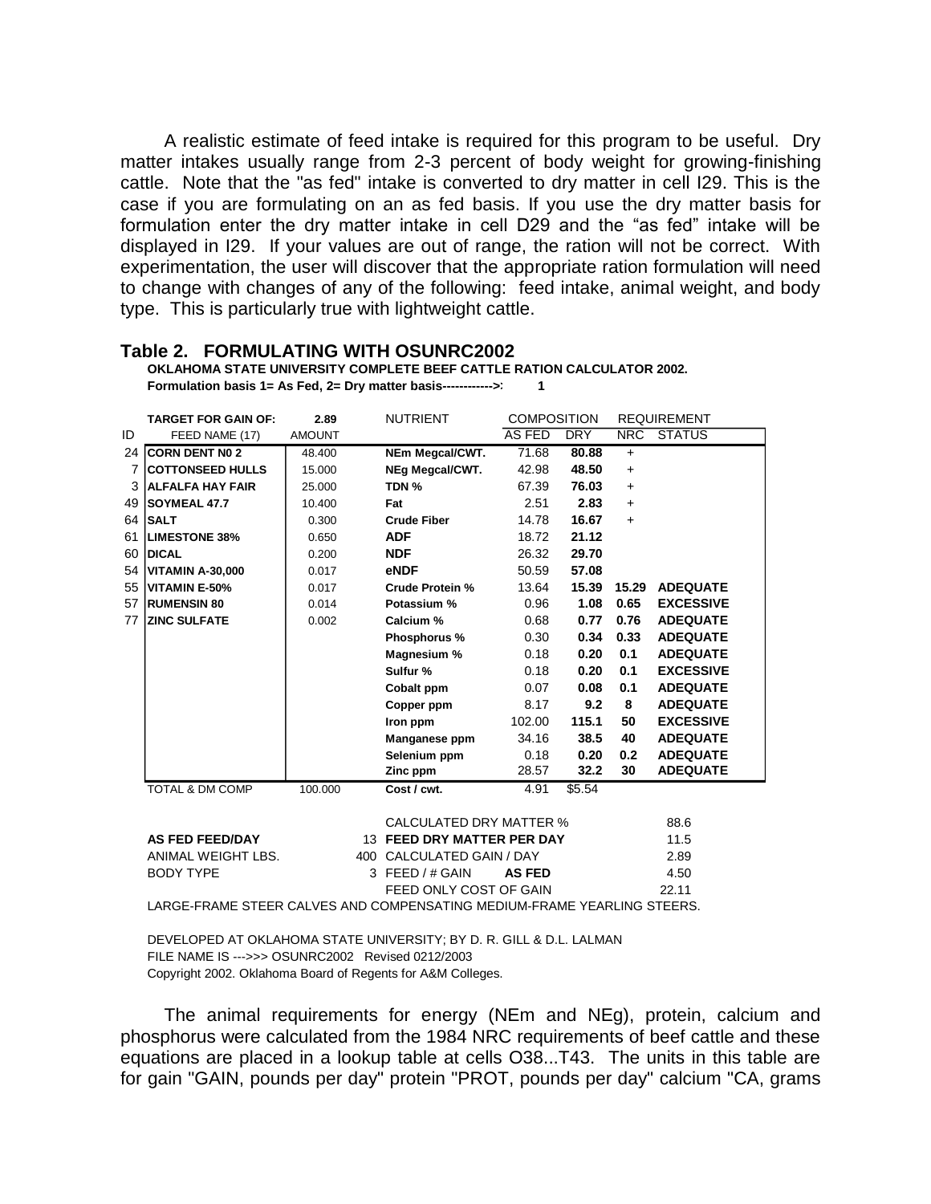A realistic estimate of feed intake is required for this program to be useful. Dry matter intakes usually range from 2-3 percent of body weight for growing-finishing cattle. Note that the "as fed" intake is converted to dry matter in cell I29. This is the case if you are formulating on an as fed basis. If you use the dry matter basis for formulation enter the dry matter intake in cell D29 and the "as fed" intake will be displayed in I29. If your values are out of range, the ration will not be correct. With experimentation, the user will discover that the appropriate ration formulation will need to change with changes of any of the following: feed intake, animal weight, and body type. This is particularly true with lightweight cattle.

### Table 2. FORMULATING WITH OSUNRC2002

**OKLAHOMA STATE UNIVERSITY COMPLETE BEEF CATTLE RATION CALCULATOR 2002.**

**Formulation basis 1= As Fed, 2= Dry matter basis------------>: 1**

| | TARGET FOR GAIN OF: | 2.89 | NUTRIENT | COMPOSITION | | REQUIREMENT | |
|---|---|---|---|---|---|---|---|
| ID | FEED NAME (17) | AMOUNT | | AS FED | DRY | NRC | STATUS |
| 24 | **CORN DENT N0 2** | 48.400 | **NEm Megcal/CWT.** | 71.68 | **80.88** | + | |
| 7 | **COTTONSEED HULLS** | 15.000 | **NEg Megcal/CWT.** | 42.98 | **48.50** | + | |
| 3 | **ALFALFA HAY FAIR** | 25.000 | **TDN %** | 67.39 | **76.03** | + | |
| 49 | **SOYMEAL 47.7** | 10.400 | **Fat** | 2.51 | **2.83** | + | |
| 64 | **SALT** | 0.300 | **Crude Fiber** | 14.78 | **16.67** | + | |
| 61 | **LIMESTONE 38%** | 0.650 | **ADF** | 18.72 | **21.12** | | |
| 60 | **DICAL** | 0.200 | **NDF** | 26.32 | **29.70** | | |
| 54 | **VITAMIN A-30,000** | 0.017 | **eNDF** | 50.59 | **57.08** | | |
| 55 | **VITAMIN E-50%** | 0.017 | **Crude Protein %** | 13.64 | **15.39** | **15.29** | **ADEQUATE** |
| 57 | **RUMENSIN 80** | 0.014 | **Potassium %** | 0.96 | **1.08** | **0.65** | **EXCESSIVE** |
| 77 | **ZINC SULFATE** | 0.002 | **Calcium %** | 0.68 | **0.77** | **0.76** | **ADEQUATE** |
| | | | **Phosphorus %** | 0.30 | **0.34** | **0.33** | **ADEQUATE** |
| | | | **Magnesium %** | 0.18 | **0.20** | **0.1** | **ADEQUATE** |
| | | | **Sulfur %** | 0.18 | **0.20** | **0.1** | **EXCESSIVE** |
| | | | **Cobalt ppm** | 0.07 | **0.08** | **0.1** | **ADEQUATE** |
| | | | **Copper ppm** | 8.17 | **9.2** | **8** | **ADEQUATE** |
| | | | **Iron ppm** | 102.00 | **115.1** | **50** | **EXCESSIVE** |
| | | | **Manganese ppm** | 34.16 | **38.5** | **40** | **ADEQUATE** |
| | | | **Selenium ppm** | 0.18 | **0.20** | **0.2** | **ADEQUATE** |
| | | | **Zinc ppm** | 28.57 | **32.2** | **30** | **ADEQUATE** |
| | TOTAL & DM COMP | 100.000 | **Cost / cwt.** | 4.91 | $5.54 | | |

| | | | |
|---|---|---|---|
| | | CALCULATED DRY MATTER % | 88.6 |
| **AS FED FEED/DAY** | 13 | **FEED DRY MATTER PER DAY** | 11.5 |
| ANIMAL WEIGHT LBS. | 400 | CALCULATED GAIN / DAY | 2.89 |
| BODY TYPE | 3 | FEED / # GAIN **AS FED** | 4.50 |
| | | FEED ONLY COST OF GAIN | 22.11 |

LARGE-FRAME STEER CALVES AND COMPENSATING MEDIUM-FRAME YEARLING STEERS.

DEVELOPED AT OKLAHOMA STATE UNIVERSITY; BY D. R. GILL & D.L. LALMAN
FILE NAME IS --->>> OSUNRC2002 Revised 0212/2003
Copyright 2002. Oklahoma Board of Regents for A&M Colleges.

The animal requirements for energy (NEm and NEg), protein, calcium and phosphorus were calculated from the 1984 NRC requirements of beef cattle and these equations are placed in a lookup table at cells O38...T43. The units in this table are for gain "GAIN, pounds per day" protein "PROT, pounds per day" calcium "CA, grams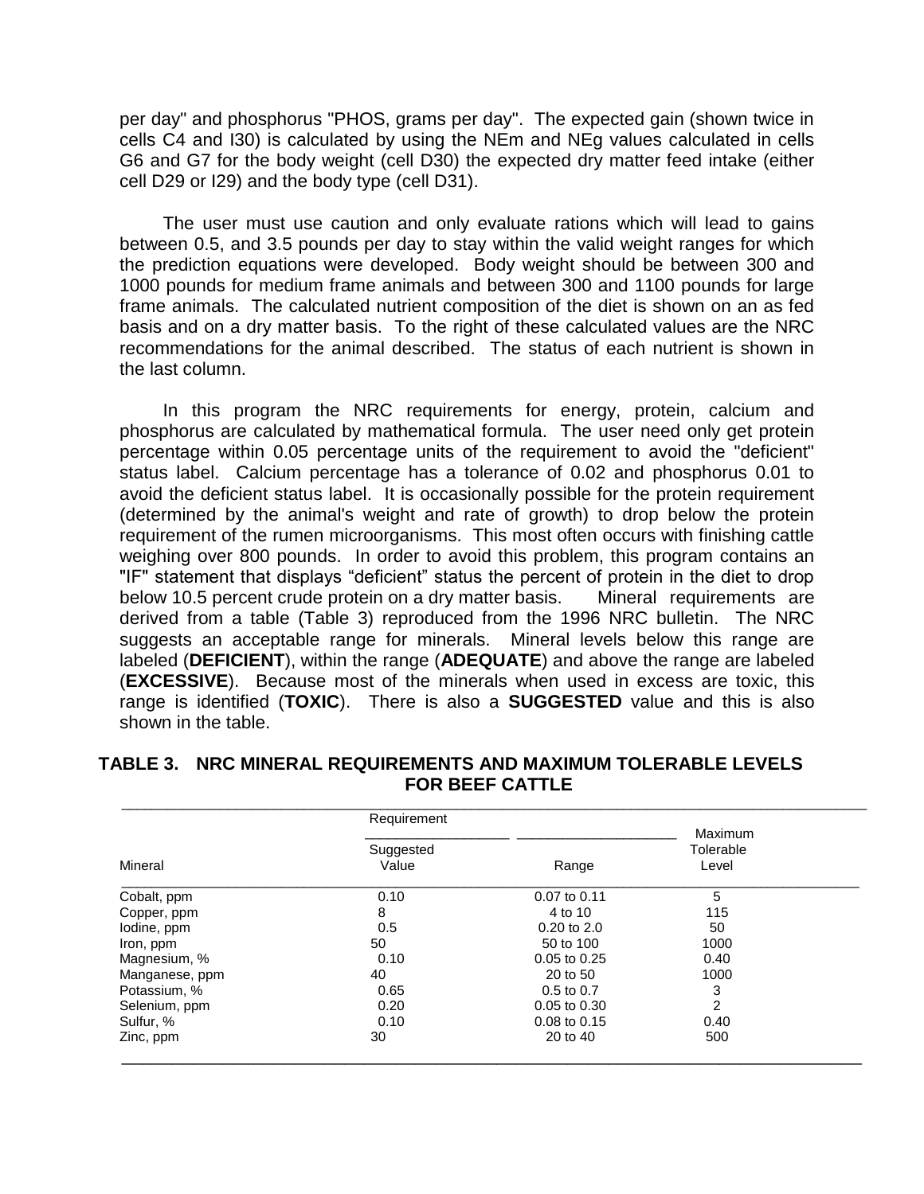per day" and phosphorus "PHOS, grams per day". The expected gain (shown twice in cells C4 and I30) is calculated by using the NEm and NEg values calculated in cells G6 and G7 for the body weight (cell D30) the expected dry matter feed intake (either cell D29 or I29) and the body type (cell D31).

The user must use caution and only evaluate rations which will lead to gains between 0.5, and 3.5 pounds per day to stay within the valid weight ranges for which the prediction equations were developed. Body weight should be between 300 and 1000 pounds for medium frame animals and between 300 and 1100 pounds for large frame animals. The calculated nutrient composition of the diet is shown on an as fed basis and on a dry matter basis. To the right of these calculated values are the NRC recommendations for the animal described. The status of each nutrient is shown in the last column.

In this program the NRC requirements for energy, protein, calcium and phosphorus are calculated by mathematical formula. The user need only get protein percentage within 0.05 percentage units of the requirement to avoid the "deficient" status label. Calcium percentage has a tolerance of 0.02 and phosphorus 0.01 to avoid the deficient status label. It is occasionally possible for the protein requirement (determined by the animal's weight and rate of growth) to drop below the protein requirement of the rumen microorganisms. This most often occurs with finishing cattle weighing over 800 pounds. In order to avoid this problem, this program contains an "IF" statement that displays "deficient" status the percent of protein in the diet to drop below 10.5 percent crude protein on a dry matter basis. Mineral requirements are derived from a table (Table 3) reproduced from the 1996 NRC bulletin. The NRC suggests an acceptable range for minerals. Mineral levels below this range are labeled (**DEFICIENT**), within the range (**ADEQUATE**) and above the range are labeled (**EXCESSIVE**). Because most of the minerals when used in excess are toxic, this range is identified (**TOXIC**). There is also a **SUGGESTED** value and this is also shown in the table.

**TABLE 3. NRC MINERAL REQUIREMENTS AND MAXIMUM TOLERABLE LEVELS FOR BEEF CATTLE**

| | Requirement | | |
|---|---|---|---|
| Mineral | Suggested Value | Range | Maximum Tolerable Level |
| Cobalt, ppm | 0.10 | 0.07 to 0.11 | 5 |
| Copper, ppm | 8 | 4 to 10 | 115 |
| Iodine, ppm | 0.5 | 0.20 to 2.0 | 50 |
| Iron, ppm | 50 | 50 to 100 | 1000 |
| Magnesium, % | 0.10 | 0.05 to 0.25 | 0.40 |
| Manganese, ppm | 40 | 20 to 50 | 1000 |
| Potassium, % | 0.65 | 0.5 to 0.7 | 3 |
| Selenium, ppm | 0.20 | 0.05 to 0.30 | 2 |
| Sulfur, % | 0.10 | 0.08 to 0.15 | 0.40 |
| Zinc, ppm | 30 | 20 to 40 | 500 |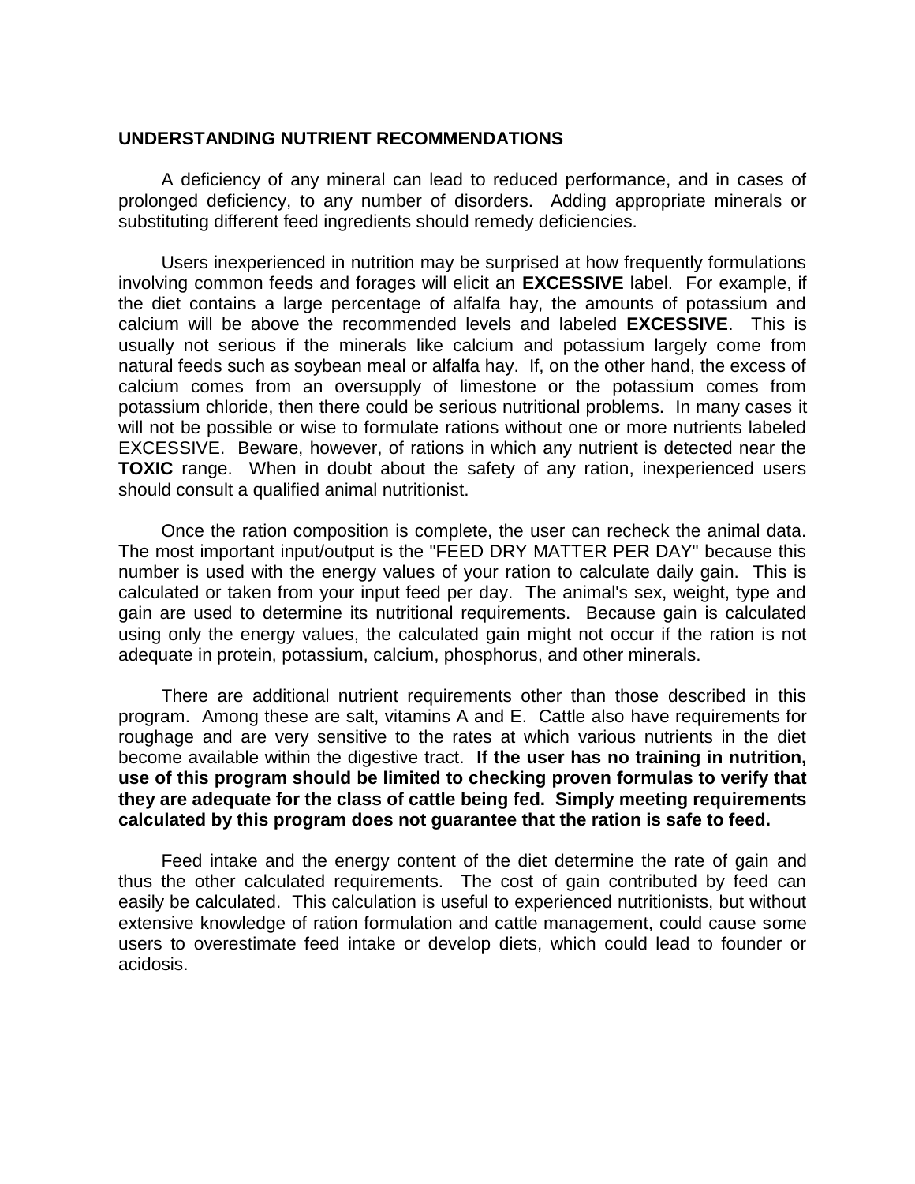## UNDERSTANDING NUTRIENT RECOMMENDATIONS

A deficiency of any mineral can lead to reduced performance, and in cases of prolonged deficiency, to any number of disorders. Adding appropriate minerals or substituting different feed ingredients should remedy deficiencies.

Users inexperienced in nutrition may be surprised at how frequently formulations involving common feeds and forages will elicit an **EXCESSIVE** label. For example, if the diet contains a large percentage of alfalfa hay, the amounts of potassium and calcium will be above the recommended levels and labeled **EXCESSIVE**. This is usually not serious if the minerals like calcium and potassium largely come from natural feeds such as soybean meal or alfalfa hay. If, on the other hand, the excess of calcium comes from an oversupply of limestone or the potassium comes from potassium chloride, then there could be serious nutritional problems. In many cases it will not be possible or wise to formulate rations without one or more nutrients labeled EXCESSIVE. Beware, however, of rations in which any nutrient is detected near the **TOXIC** range. When in doubt about the safety of any ration, inexperienced users should consult a qualified animal nutritionist.

Once the ration composition is complete, the user can recheck the animal data. The most important input/output is the "FEED DRY MATTER PER DAY" because this number is used with the energy values of your ration to calculate daily gain. This is calculated or taken from your input feed per day. The animal's sex, weight, type and gain are used to determine its nutritional requirements. Because gain is calculated using only the energy values, the calculated gain might not occur if the ration is not adequate in protein, potassium, calcium, phosphorus, and other minerals.

There are additional nutrient requirements other than those described in this program. Among these are salt, vitamins A and E. Cattle also have requirements for roughage and are very sensitive to the rates at which various nutrients in the diet become available within the digestive tract. **If the user has no training in nutrition, use of this program should be limited to checking proven formulas to verify that they are adequate for the class of cattle being fed. Simply meeting requirements calculated by this program does not guarantee that the ration is safe to feed.**

Feed intake and the energy content of the diet determine the rate of gain and thus the other calculated requirements. The cost of gain contributed by feed can easily be calculated. This calculation is useful to experienced nutritionists, but without extensive knowledge of ration formulation and cattle management, could cause some users to overestimate feed intake or develop diets, which could lead to founder or acidosis.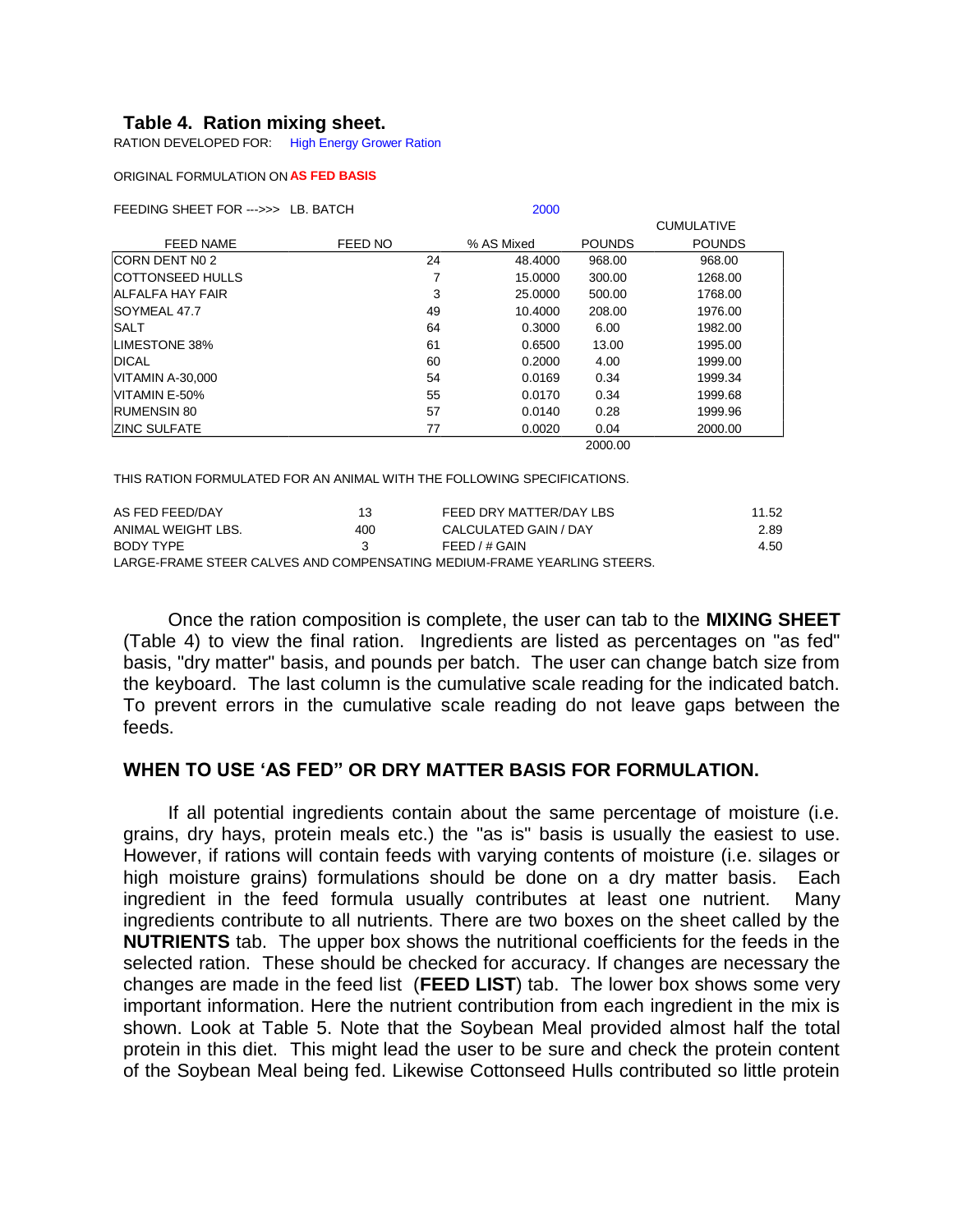**Table 4. Ration mixing sheet.**

RATION DEVELOPED FOR: High Energy Grower Ration

ORIGINAL FORMULATION ON **AS FED BASIS**

FEEDING SHEET FOR --->>> LB. BATCH 2000

| FEED NAME | FEED NO | % AS Mixed | POUNDS | CUMULATIVE POUNDS |
|---|---|---|---|---|
| CORN DENT N0 2 | 24 | 48.4000 | 968.00 | 968.00 |
| COTTONSEED HULLS | 7 | 15.0000 | 300.00 | 1268.00 |
| ALFALFA HAY FAIR | 3 | 25.0000 | 500.00 | 1768.00 |
| SOYMEAL 47.7 | 49 | 10.4000 | 208.00 | 1976.00 |
| SALT | 64 | 0.3000 | 6.00 | 1982.00 |
| LIMESTONE 38% | 61 | 0.6500 | 13.00 | 1995.00 |
| DICAL | 60 | 0.2000 | 4.00 | 1999.00 |
| VITAMIN A-30,000 | 54 | 0.0169 | 0.34 | 1999.34 |
| VITAMIN E-50% | 55 | 0.0170 | 0.34 | 1999.68 |
| RUMENSIN 80 | 57 | 0.0140 | 0.28 | 1999.96 |
| ZINC SULFATE | 77 | 0.0020 | 0.04 | 2000.00 |
| | | | 2000.00 | |

THIS RATION FORMULATED FOR AN ANIMAL WITH THE FOLLOWING SPECIFICATIONS.

| | | | |
|---|---|---|---|
| AS FED FEED/DAY | 13 | FEED DRY MATTER/DAY LBS | 11.52 |
| ANIMAL WEIGHT LBS. | 400 | CALCULATED GAIN / DAY | 2.89 |
| BODY TYPE | 3 | FEED / # GAIN | 4.50 |

LARGE-FRAME STEER CALVES AND COMPENSATING MEDIUM-FRAME YEARLING STEERS.

Once the ration composition is complete, the user can tab to the **MIXING SHEET** (Table 4) to view the final ration. Ingredients are listed as percentages on "as fed" basis, "dry matter" basis, and pounds per batch. The user can change batch size from the keyboard. The last column is the cumulative scale reading for the indicated batch. To prevent errors in the cumulative scale reading do not leave gaps between the feeds.

## WHEN TO USE 'AS FED" OR DRY MATTER BASIS FOR FORMULATION.

If all potential ingredients contain about the same percentage of moisture (i.e. grains, dry hays, protein meals etc.) the "as is" basis is usually the easiest to use. However, if rations will contain feeds with varying contents of moisture (i.e. silages or high moisture grains) formulations should be done on a dry matter basis. Each ingredient in the feed formula usually contributes at least one nutrient. Many ingredients contribute to all nutrients. There are two boxes on the sheet called by the **NUTRIENTS** tab. The upper box shows the nutritional coefficients for the feeds in the selected ration. These should be checked for accuracy. If changes are necessary the changes are made in the feed list (**FEED LIST**) tab. The lower box shows some very important information. Here the nutrient contribution from each ingredient in the mix is shown. Look at Table 5. Note that the Soybean Meal provided almost half the total protein in this diet. This might lead the user to be sure and check the protein content of the Soybean Meal being fed. Likewise Cottonseed Hulls contributed so little protein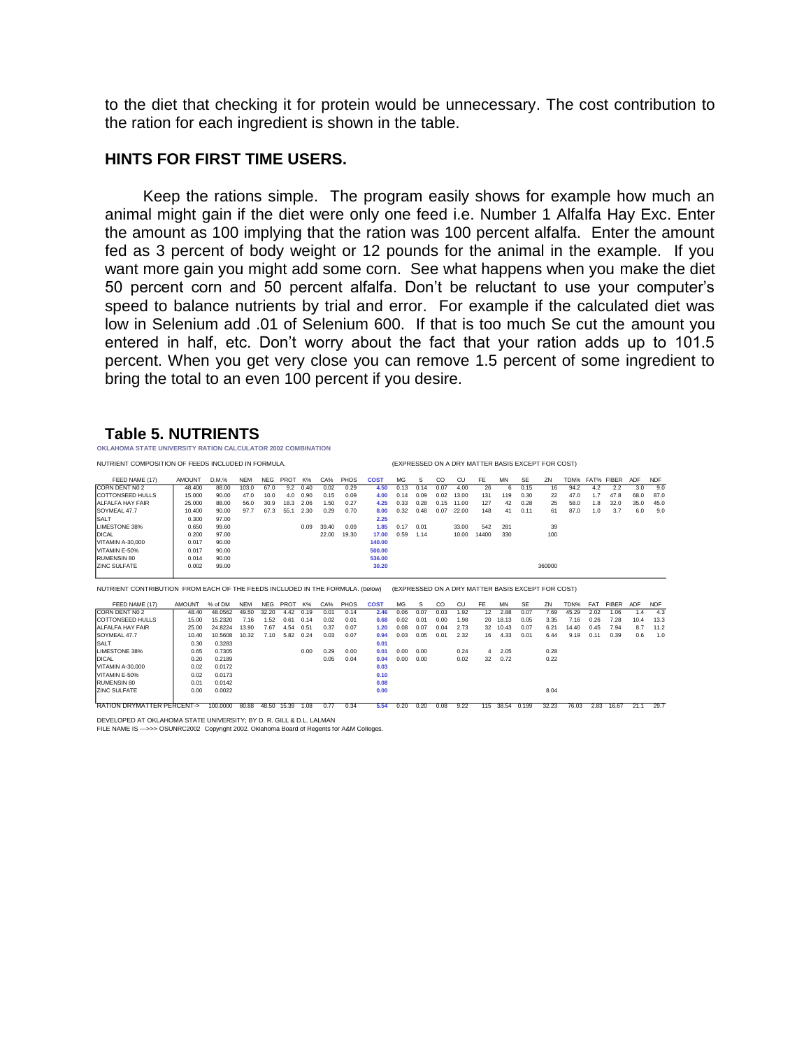to the diet that checking it for protein would be unnecessary. The cost contribution to the ration for each ingredient is shown in the table.

## HINTS FOR FIRST TIME USERS.

Keep the rations simple. The program easily shows for example how much an animal might gain if the diet were only one feed i.e. Number 1 Alfalfa Hay Exc. Enter the amount as 100 implying that the ration was 100 percent alfalfa. Enter the amount fed as 3 percent of body weight or 12 pounds for the animal in the example. If you want more gain you might add some corn. See what happens when you make the diet 50 percent corn and 50 percent alfalfa. Don't be reluctant to use your computer's speed to balance nutrients by trial and error. For example if the calculated diet was low in Selenium add .01 of Selenium 600. If that is too much Se cut the amount you entered in half, etc. Don't worry about the fact that your ration adds up to 101.5 percent. When you get very close you can remove 1.5 percent of some ingredient to bring the total to an even 100 percent if you desire.

## Table 5. NUTRIENTS

OKLAHOMA STATE UNIVERSITY RATION CALCULATOR 2002 COMBINATION

NUTRIENT COMPOSITION OF FEEDS INCLUDED IN FORMULA. (EXPRESSED ON A DRY MATTER BASIS EXCEPT FOR COST)

| FEED NAME (17) | AMOUNT | D.M.% | NEM | NEG | PROT | K% | CA% | PHOS | COST | MG | S | CO | CU | FE | MN | SE | ZN | TDN% | FAT% | FIBER | ADF | NDF |
|---|---|---|---|---|---|---|---|---|---|---|---|---|---|---|---|---|---|---|---|---|---|---|
| CORN DENT N0 2 | 48.400 | 88.00 | 103.0 | 67.0 | 9.2 | 0.40 | 0.02 | 0.29 | 4.50 | 0.13 | 0.14 | 0.07 | 4.00 | 26 | 6 | 0.15 | 16 | 94.2 | 4.2 | 2.2 | 3.0 | 9.0 |
| COTTONSEED HULLS | 15.000 | 90.00 | 47.0 | 10.0 | 4.0 | 0.90 | 0.15 | 0.09 | 4.00 | 0.14 | 0.09 | 0.02 | 13.00 | 131 | 119 | 0.30 | 22 | 47.0 | 1.7 | 47.8 | 68.0 | 87.0 |
| ALFALFA HAY FAIR | 25.000 | 88.00 | 56.0 | 30.9 | 18.3 | 2.06 | 1.50 | 0.27 | 4.25 | 0.33 | 0.28 | 0.15 | 11.00 | 127 | 42 | 0.28 | 25 | 58.0 | 1.8 | 32.0 | 35.0 | 45.0 |
| SOYMEAL 47.7 | 10.400 | 90.00 | 97.7 | 67.3 | 55.1 | 2.30 | 0.29 | 0.70 | 8.00 | 0.32 | 0.48 | 0.07 | 22.00 | 148 | 41 | 0.11 | 61 | 87.0 | 1.0 | 3.7 | 6.0 | 9.0 |
| SALT | 0.300 | 97.00 | | | | | | | 2.25 | | | | | | | | | | | | | |
| LIMESTONE 38% | 0.650 | 99.60 | | | | 0.09 | 39.40 | 0.09 | 1.85 | 0.17 | 0.01 | | 33.00 | 542 | 281 | | 39 | | | | | |
| DICAL | 0.200 | 97.00 | | | | | 22.00 | 19.30 | 17.00 | 0.59 | 1.14 | | 10.00 | 14400 | 330 | | 100 | | | | | |
| VITAMIN A-30,000 | 0.017 | 90.00 | | | | | | | 140.00 | | | | | | | | | | | | | |
| VITAMIN E-50% | 0.017 | 90.00 | | | | | | | 500.00 | | | | | | | | | | | | | |
| RUMENSIN 80 | 0.014 | 90.00 | | | | | | | 536.00 | | | | | | | | | | | | | |
| ZINC SULFATE | 0.002 | 99.00 | | | | | | | 30.20 | | | | | | | | 360000 | | | | | |

NUTRIENT CONTRIBUTION FROM EACH OF THE FEEDS INCLUDED IN THE FORMULA. (below) (EXPRESSED ON A DRY MATTER BASIS EXCEPT FOR COST)

| FEED NAME (17) | AMOUNT | % of DM | NEM | NEG | PROT | K% | CA% | PHOS | COST | MG | S | CO | CU | FE | MN | SE | ZN | TDN% | FAT | FIBER | ADF | NDF |
|---|---|---|---|---|---|---|---|---|---|---|---|---|---|---|---|---|---|---|---|---|---|---|
| CORN DENT N0 2 | 48.40 | 48.0562 | 49.50 | 32.20 | 4.42 | 0.19 | 0.01 | 0.14 | 2.46 | 0.06 | 0.07 | 0.03 | 1.92 | 12 | 2.88 | 0.07 | 7.69 | 45.29 | 2.02 | 1.06 | 1.4 | 4.3 |
| COTTONSEED HULLS | 15.00 | 15.2320 | 7.16 | 1.52 | 0.61 | 0.14 | 0.02 | 0.01 | 0.68 | 0.02 | 0.01 | 0.00 | 1.98 | 20 | 18.13 | 0.05 | 3.35 | 7.16 | 0.26 | 7.28 | 10.4 | 13.3 |
| ALFALFA HAY FAIR | 25.00 | 24.8224 | 13.90 | 7.67 | 4.54 | 0.51 | 0.37 | 0.07 | 1.20 | 0.08 | 0.07 | 0.04 | 2.73 | 32 | 10.43 | 0.07 | 6.21 | 14.40 | 0.45 | 7.94 | 8.7 | 11.2 |
| SOYMEAL 47.7 | 10.40 | 10.5608 | 10.32 | 7.10 | 5.82 | 0.24 | 0.03 | 0.07 | 0.94 | 0.03 | 0.05 | 0.01 | 2.32 | 16 | 4.33 | 0.01 | 6.44 | 9.19 | 0.11 | 0.39 | 0.6 | 1.0 |
| SALT | 0.30 | 0.3283 | | | | | | | 0.01 | | | | | | | | | | | | | |
| LIMESTONE 38% | 0.65 | 0.7305 | | | | 0.00 | 0.29 | 0.00 | 0.01 | 0.00 | 0.00 | | 0.24 | 4 | 2.05 | | 0.28 | | | | | |
| DICAL | 0.20 | 0.2189 | | | | | 0.05 | 0.04 | 0.04 | 0.00 | 0.00 | | 0.02 | 32 | 0.72 | | 0.22 | | | | | |
| VITAMIN A-30,000 | 0.02 | 0.0172 | | | | | | | 0.03 | | | | | | | | | | | | | |
| VITAMIN E-50% | 0.02 | 0.0173 | | | | | | | 0.10 | | | | | | | | | | | | | |
| RUMENSIN 80 | 0.01 | 0.0142 | | | | | | | 0.08 | | | | | | | | | | | | | |
| ZINC SULFATE | 0.00 | 0.0022 | | | | | | | 0.00 | | | | | | | | 8.04 | | | | | |
| RATION DRYMATTER PERCENT--> | | 100.0000 | 80.88 | 48.50 | 15.39 | 1.08 | 0.77 | 0.34 | 5.54 | 0.20 | 0.20 | 0.08 | 9.22 | 115 | 38.54 | 0.199 | 32.23 | 76.03 | 2.83 | 16.67 | 21.1 | 29.7 |

DEVELOPED AT OKLAHOMA STATE UNIVERSITY; BY D. R. GILL & D.L. LALMAN
FILE NAME IS --->>> OSUNRC2002 Copyright 2002. Oklahoma Board of Regents for A&M Colleges.